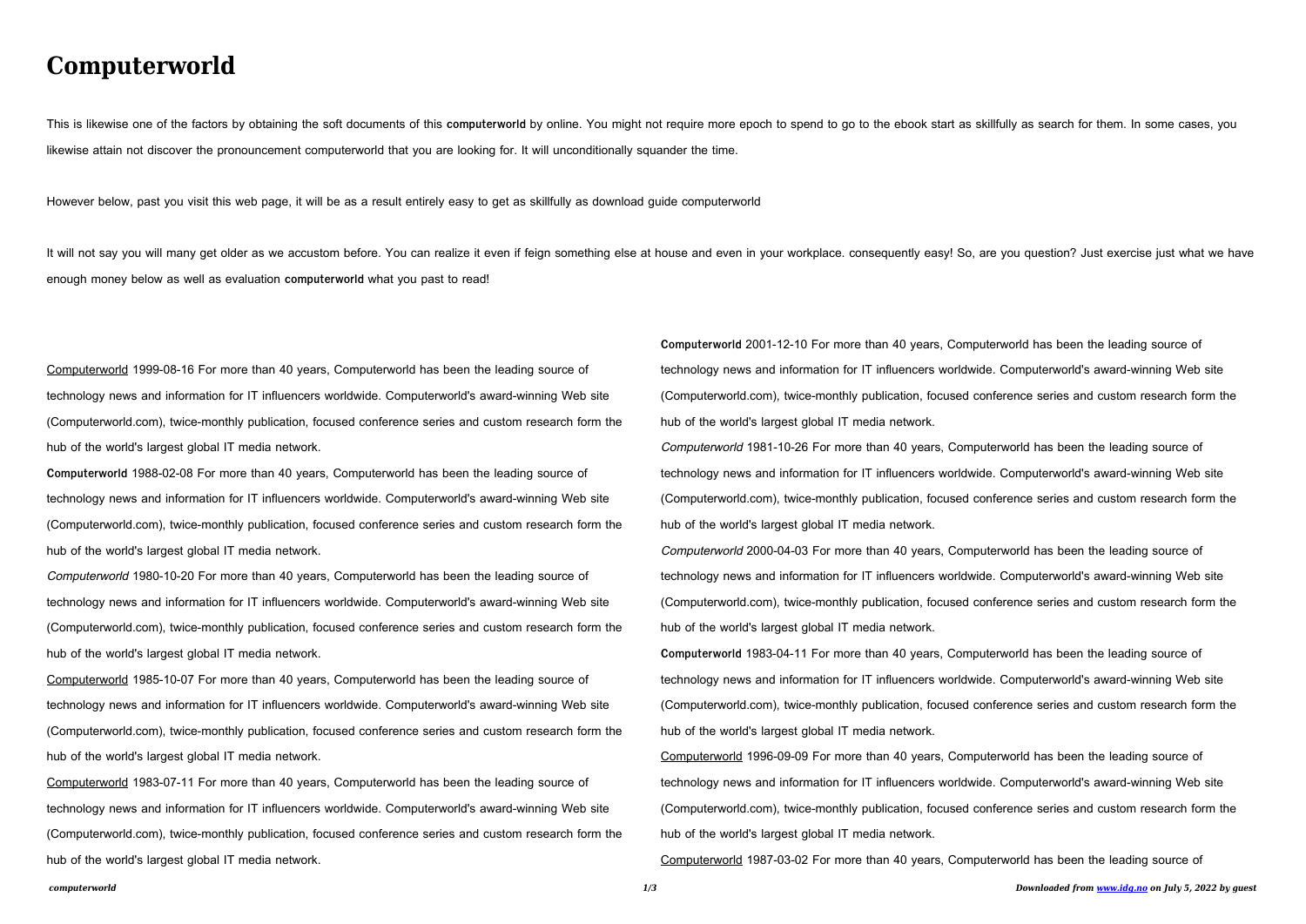# Computerworld

This is likewise one of the factors by obtaining the soft documents of this **computerworld** by online. You might not require more epoch to spend to go to the ebook start as skillfully as search for them. In some cases, you likewise attain not discover the pronouncement computerworld that you are looking for. It will unconditionally squander the time.

However below, past you visit this web page, it will be as a result entirely easy to get as skillfully as download guide computerworld

It will not say you will many get older as we accustom before. You can realize it even if feign something else at house and even in your workplace. consequently easy! So, are you question? Just exercise just what we have enough money below as well as evaluation **computerworld** what you past to read!

Computerworld 1999-08-16 For more than 40 years, Computerworld has been the leading source of technology news and information for IT influencers worldwide. Computerworld's award-winning Web site (Computerworld.com), twice-monthly publication, focused conference series and custom research form the hub of the world's largest global IT media network.

**Computerworld** 1988-02-08 For more than 40 years, Computerworld has been the leading source of technology news and information for IT influencers worldwide. Computerworld's award-winning Web site (Computerworld.com), twice-monthly publication, focused conference series and custom research form the hub of the world's largest global IT media network.

*Computerworld* 1980-10-20 For more than 40 years, Computerworld has been the leading source of technology news and information for IT influencers worldwide. Computerworld's award-winning Web site (Computerworld.com), twice-monthly publication, focused conference series and custom research form the hub of the world's largest global IT media network.

Computerworld 1985-10-07 For more than 40 years, Computerworld has been the leading source of technology news and information for IT influencers worldwide. Computerworld's award-winning Web site (Computerworld.com), twice-monthly publication, focused conference series and custom research form the hub of the world's largest global IT media network.

Computerworld 1983-07-11 For more than 40 years, Computerworld has been the leading source of technology news and information for IT influencers worldwide. Computerworld's award-winning Web site (Computerworld.com), twice-monthly publication, focused conference series and custom research form the hub of the world's largest global IT media network.

**Computerworld** 2001-12-10 For more than 40 years, Computerworld has been the leading source of technology news and information for IT influencers worldwide. Computerworld's award-winning Web site (Computerworld.com), twice-monthly publication, focused conference series and custom research form the hub of the world's largest global IT media network.

*Computerworld* 1981-10-26 For more than 40 years, Computerworld has been the leading source of technology news and information for IT influencers worldwide. Computerworld's award-winning Web site (Computerworld.com), twice-monthly publication, focused conference series and custom research form the hub of the world's largest global IT media network.

*Computerworld* 2000-04-03 For more than 40 years, Computerworld has been the leading source of technology news and information for IT influencers worldwide. Computerworld's award-winning Web site (Computerworld.com), twice-monthly publication, focused conference series and custom research form the hub of the world's largest global IT media network.

**Computerworld** 1983-04-11 For more than 40 years, Computerworld has been the leading source of technology news and information for IT influencers worldwide. Computerworld's award-winning Web site (Computerworld.com), twice-monthly publication, focused conference series and custom research form the hub of the world's largest global IT media network.

Computerworld 1996-09-09 For more than 40 years, Computerworld has been the leading source of technology news and information for IT influencers worldwide. Computerworld's award-winning Web site (Computerworld.com), twice-monthly publication, focused conference series and custom research form the hub of the world's largest global IT media network.

Computerworld 1987-03-02 For more than 40 years, Computerworld has been the leading source of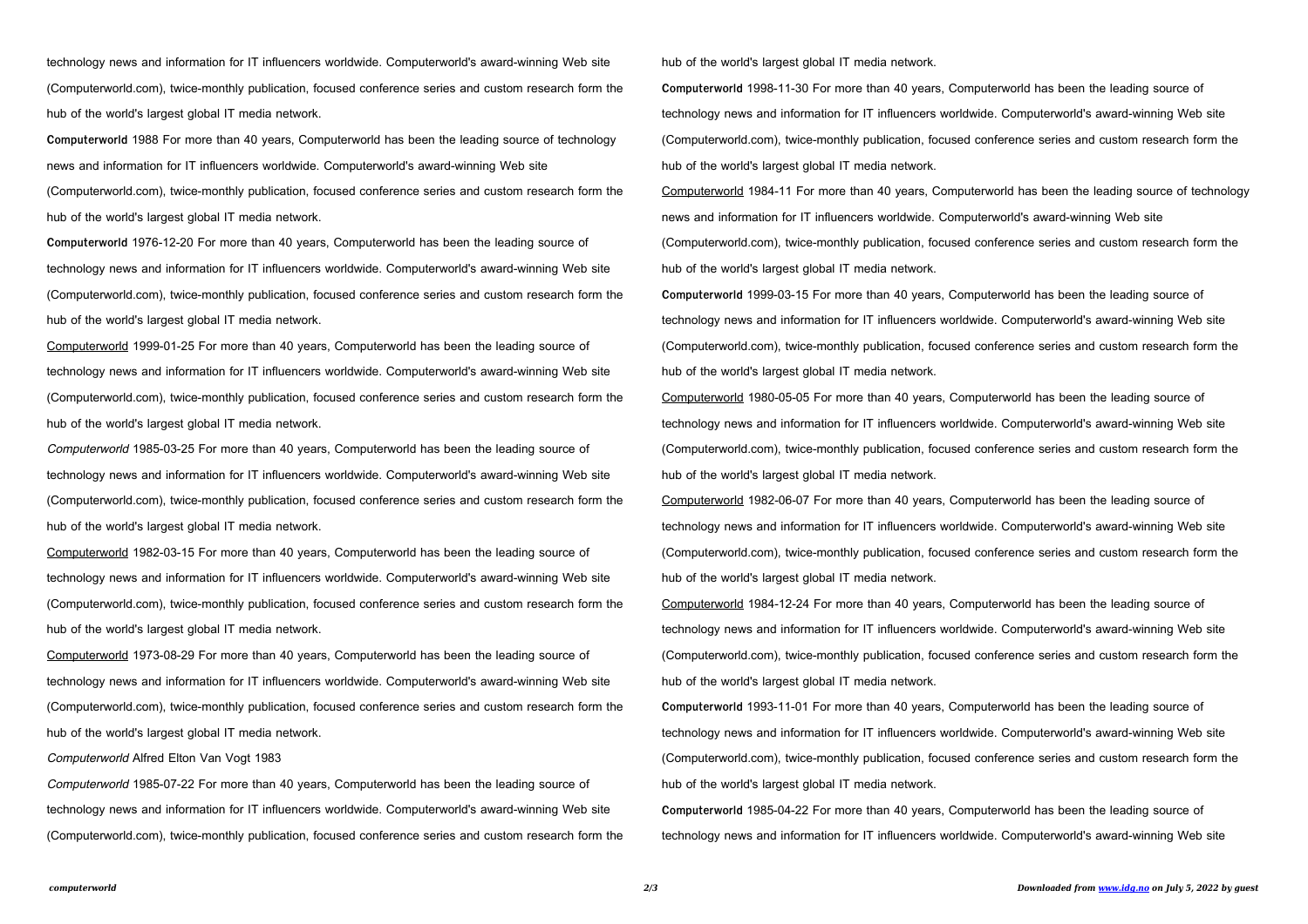technology news and information for IT influencers worldwide. Computerworld's award-winning Web site (Computerworld.com), twice-monthly publication, focused conference series and custom research form the hub of the world's largest global IT media network.

**Computerworld** 1988 For more than 40 years, Computerworld has been the leading source of technology news and information for IT influencers worldwide. Computerworld's award-winning Web site (Computerworld.com), twice-monthly publication, focused conference series and custom research form the hub of the world's largest global IT media network.

**Computerworld** 1976-12-20 For more than 40 years, Computerworld has been the leading source of technology news and information for IT influencers worldwide. Computerworld's award-winning Web site (Computerworld.com), twice-monthly publication, focused conference series and custom research form the hub of the world's largest global IT media network.

Computerworld 1999-01-25 For more than 40 years, Computerworld has been the leading source of technology news and information for IT influencers worldwide. Computerworld's award-winning Web site (Computerworld.com), twice-monthly publication, focused conference series and custom research form the hub of the world's largest global IT media network.

*Computerworld* 1985-03-25 For more than 40 years, Computerworld has been the leading source of technology news and information for IT influencers worldwide. Computerworld's award-winning Web site (Computerworld.com), twice-monthly publication, focused conference series and custom research form the hub of the world's largest global IT media network.

Computerworld 1982-03-15 For more than 40 years, Computerworld has been the leading source of technology news and information for IT influencers worldwide. Computerworld's award-winning Web site (Computerworld.com), twice-monthly publication, focused conference series and custom research form the hub of the world's largest global IT media network.

Computerworld 1973-08-29 For more than 40 years, Computerworld has been the leading source of technology news and information for IT influencers worldwide. Computerworld's award-winning Web site (Computerworld.com), twice-monthly publication, focused conference series and custom research form the hub of the world's largest global IT media network.

*Computerworld* Alfred Elton Van Vogt 1983

*Computerworld* 1985-07-22 For more than 40 years, Computerworld has been the leading source of technology news and information for IT influencers worldwide. Computerworld's award-winning Web site (Computerworld.com), twice-monthly publication, focused conference series and custom research form the hub of the world's largest global IT media network.

**Computerworld** 1998-11-30 For more than 40 years, Computerworld has been the leading source of technology news and information for IT influencers worldwide. Computerworld's award-winning Web site (Computerworld.com), twice-monthly publication, focused conference series and custom research form the hub of the world's largest global IT media network.

Computerworld 1984-11 For more than 40 years, Computerworld has been the leading source of technology news and information for IT influencers worldwide. Computerworld's award-winning Web site (Computerworld.com), twice-monthly publication, focused conference series and custom research form the hub of the world's largest global IT media network.

**Computerworld** 1999-03-15 For more than 40 years, Computerworld has been the leading source of technology news and information for IT influencers worldwide. Computerworld's award-winning Web site (Computerworld.com), twice-monthly publication, focused conference series and custom research form the hub of the world's largest global IT media network.

Computerworld 1980-05-05 For more than 40 years, Computerworld has been the leading source of technology news and information for IT influencers worldwide. Computerworld's award-winning Web site (Computerworld.com), twice-monthly publication, focused conference series and custom research form the hub of the world's largest global IT media network.

Computerworld 1982-06-07 For more than 40 years, Computerworld has been the leading source of technology news and information for IT influencers worldwide. Computerworld's award-winning Web site (Computerworld.com), twice-monthly publication, focused conference series and custom research form the hub of the world's largest global IT media network.

Computerworld 1984-12-24 For more than 40 years, Computerworld has been the leading source of technology news and information for IT influencers worldwide. Computerworld's award-winning Web site (Computerworld.com), twice-monthly publication, focused conference series and custom research form the hub of the world's largest global IT media network.

**Computerworld** 1993-11-01 For more than 40 years, Computerworld has been the leading source of technology news and information for IT influencers worldwide. Computerworld's award-winning Web site (Computerworld.com), twice-monthly publication, focused conference series and custom research form the hub of the world's largest global IT media network.

**Computerworld** 1985-04-22 For more than 40 years, Computerworld has been the leading source of technology news and information for IT influencers worldwide. Computerworld's award-winning Web site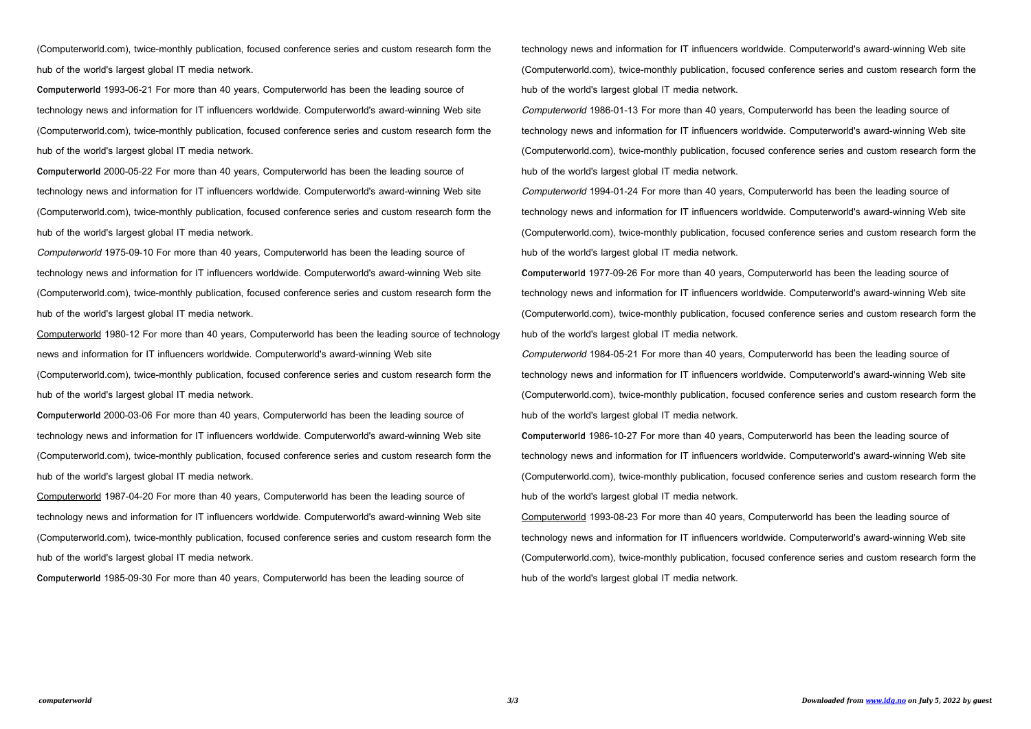(Computerworld.com), twice-monthly publication, focused conference series and custom research form the hub of the world's largest global IT media network.

**Computerworld** 1993-06-21 For more than 40 years, Computerworld has been the leading source of technology news and information for IT influencers worldwide. Computerworld's award-winning Web site (Computerworld.com), twice-monthly publication, focused conference series and custom research form the hub of the world's largest global IT media network.

**Computerworld** 2000-05-22 For more than 40 years, Computerworld has been the leading source of technology news and information for IT influencers worldwide. Computerworld's award-winning Web site (Computerworld.com), twice-monthly publication, focused conference series and custom research form the hub of the world's largest global IT media network.

*Computerworld* 1975-09-10 For more than 40 years, Computerworld has been the leading source of technology news and information for IT influencers worldwide. Computerworld's award-winning Web site (Computerworld.com), twice-monthly publication, focused conference series and custom research form the hub of the world's largest global IT media network.

Computerworld 1980-12 For more than 40 years, Computerworld has been the leading source of technology news and information for IT influencers worldwide. Computerworld's award-winning Web site (Computerworld.com), twice-monthly publication, focused conference series and custom research form the hub of the world's largest global IT media network.

**Computerworld** 2000-03-06 For more than 40 years, Computerworld has been the leading source of technology news and information for IT influencers worldwide. Computerworld's award-winning Web site (Computerworld.com), twice-monthly publication, focused conference series and custom research form the hub of the world's largest global IT media network.

Computerworld 1987-04-20 For more than 40 years, Computerworld has been the leading source of technology news and information for IT influencers worldwide. Computerworld's award-winning Web site (Computerworld.com), twice-monthly publication, focused conference series and custom research form the hub of the world's largest global IT media network.

**Computerworld** 1985-09-30 For more than 40 years, Computerworld has been the leading source of technology news and information for IT influencers worldwide. Computerworld's award-winning Web site (Computerworld.com), twice-monthly publication, focused conference series and custom research form the hub of the world's largest global IT media network.

*Computerworld* 1986-01-13 For more than 40 years, Computerworld has been the leading source of technology news and information for IT influencers worldwide. Computerworld's award-winning Web site (Computerworld.com), twice-monthly publication, focused conference series and custom research form the hub of the world's largest global IT media network.

*Computerworld* 1994-01-24 For more than 40 years, Computerworld has been the leading source of technology news and information for IT influencers worldwide. Computerworld's award-winning Web site (Computerworld.com), twice-monthly publication, focused conference series and custom research form the hub of the world's largest global IT media network.

**Computerworld** 1977-09-26 For more than 40 years, Computerworld has been the leading source of technology news and information for IT influencers worldwide. Computerworld's award-winning Web site (Computerworld.com), twice-monthly publication, focused conference series and custom research form the hub of the world's largest global IT media network.

*Computerworld* 1984-05-21 For more than 40 years, Computerworld has been the leading source of technology news and information for IT influencers worldwide. Computerworld's award-winning Web site (Computerworld.com), twice-monthly publication, focused conference series and custom research form the hub of the world's largest global IT media network.

**Computerworld** 1986-10-27 For more than 40 years, Computerworld has been the leading source of technology news and information for IT influencers worldwide. Computerworld's award-winning Web site (Computerworld.com), twice-monthly publication, focused conference series and custom research form the hub of the world's largest global IT media network.

Computerworld 1993-08-23 For more than 40 years, Computerworld has been the leading source of technology news and information for IT influencers worldwide. Computerworld's award-winning Web site (Computerworld.com), twice-monthly publication, focused conference series and custom research form the hub of the world's largest global IT media network.